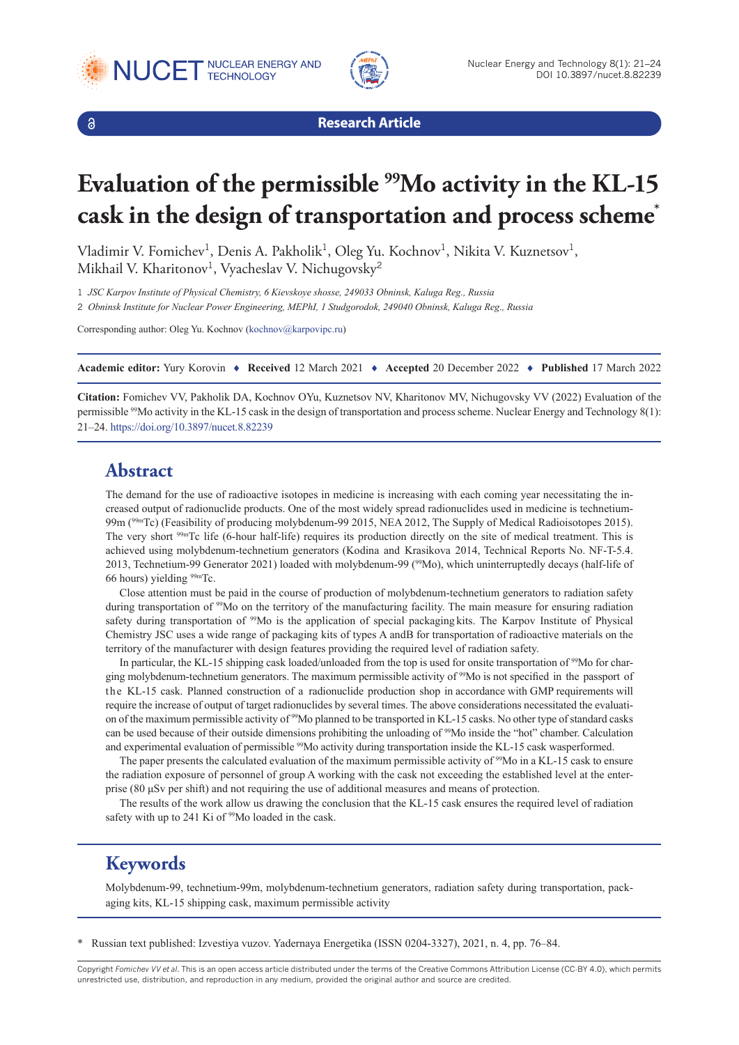Research Article

# Evaluation of the permissible $^{99}$Mo activity in the KL-15 cask in the design of transportation and process scheme*

Vladimir V. Fomichev[1], Denis A. Pakholik[1], Oleg Yu. Kochnov[1], Nikita V. Kuznetsov[1], Mikhail V. Kharitonov[1], Vyacheslav V. Nichugovsky[2]

1 *JSC Karpov Institute of Physical Chemistry, 6 Kievskoye shosse, 249033 Obninsk, Kaluga Reg., Russia*

2 *Obninsk Institute for Nuclear Power Engineering, MEPhI, 1 Studgorodok, 249040 Obninsk, Kaluga Reg., Russia*

Corresponding author: Oleg Yu. Kochnov (kochnov@karpovipc.ru)

**Academic editor:** Yury Korovin ♦ **Received** 12 March 2021 ♦ **Accepted** 20 December 2022 ♦ **Published** 17 March 2022

**Citation:** Fomichev VV, Pakholik DA, Kochnov OYu, Kuznetsov NV, Kharitonov MV, Nichugovsky VV (2022) Evaluation of the permissible $^{99}$Mo activity in the KL-15 cask in the design of transportation and process scheme. Nuclear Energy and Technology 8(1): 21–24. https://doi.org/10.3897/nucet.8.82239

## Abstract

The demand for the use of radioactive isotopes in medicine is increasing with each coming year necessitating the increased output of radionuclide products. One of the most widely spread radionuclides used in medicine is technetium-99m ($^{99m}$Tc) (Feasibility of producing molybdenum-99 2015, NEA 2012, The Supply of Medical Radioisotopes 2015). The very short $^{99m}$Tc life (6-hour half-life) requires its production directly on the site of medical treatment. This is achieved using molybdenum-technetium generators (Kodina and Krasikova 2014, Technical Reports No. NF-T-5.4. 2013, Technetium-99 Generator 2021) loaded with molybdenum-99 ($^{99}$Mo), which uninterruptedly decays (half-life of 66 hours) yielding $^{99m}$Tc.

Close attention must be paid in the course of production of molybdenum-technetium generators to radiation safety during transportation of $^{99}$Mo on the territory of the manufacturing facility. The main measure for ensuring radiation safety during transportation of $^{99}$Mo is the application of special packaging kits. The Karpov Institute of Physical Chemistry JSC uses a wide range of packaging kits of types A andB for transportation of radioactive materials on the territory of the manufacturer with design features providing the required level of radiation safety.

In particular, the KL-15 shipping cask loaded/unloaded from the top is used for onsite transportation of $^{99}$Mo for charging molybdenum-technetium generators. The maximum permissible activity of $^{99}$Mo is not specified in the passport of the KL-15 cask. Planned construction of a radionuclide production shop in accordance with GMP requirements will require the increase of output of target radionuclides by several times. The above considerations necessitated the evaluation of the maximum permissible activity of $^{99}$Mo planned to be transported in KL-15 casks. No other type of standard casks can be used because of their outside dimensions prohibiting the unloading of $^{99}$Mo inside the “hot” chamber. Calculation and experimental evaluation of permissible $^{99}$Mo activity during transportation inside the KL-15 cask wasperformed.

The paper presents the calculated evaluation of the maximum permissible activity of $^{99}$Mo in a KL-15 cask to ensure the radiation exposure of personnel of group A working with the cask not exceeding the established level at the enterprise (80 μSv per shift) and not requiring the use of additional measures and means of protection.

The results of the work allow us drawing the conclusion that the KL-15 cask ensures the required level of radiation safety with up to 241 Ki of $^{99}$Mo loaded in the cask.

## Keywords

Molybdenum-99, technetium-99m, molybdenum-technetium generators, radiation safety during transportation, packaging kits, KL-15 shipping cask, maximum permissible activity

\* Russian text published: Izvestiya vuzov. Yadernaya Energetika (ISSN 0204-3327), 2021, n. 4, pp. 76–84.

Copyright *Fomichev VV et al.* This is an open access article distributed under the terms of the Creative Commons Attribution License (CC-BY 4.0), which permits unrestricted use, distribution, and reproduction in any medium, provided the original author and source are credited.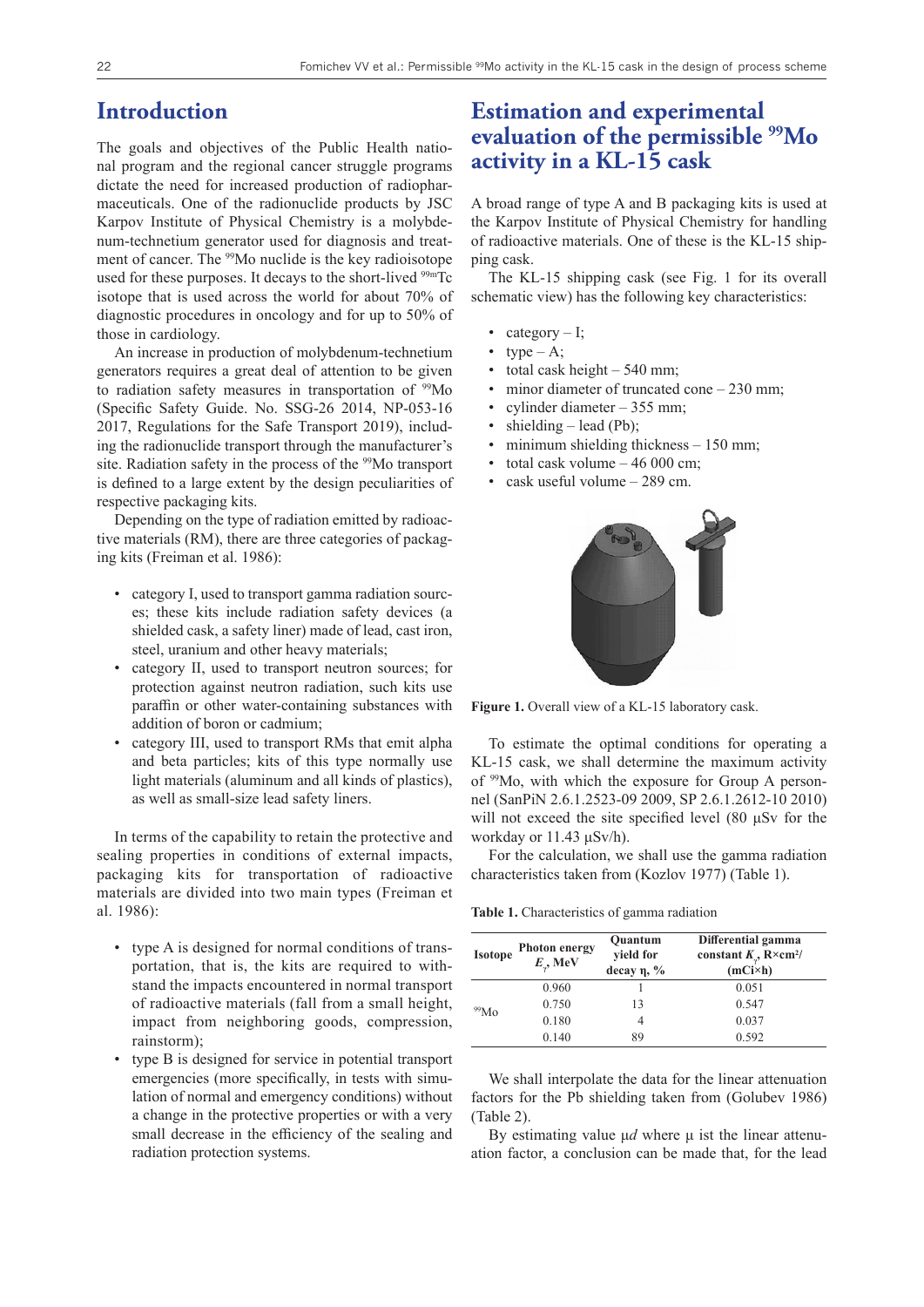## Introduction

The goals and objectives of the Public Health national program and the regional cancer struggle programs dictate the need for increased production of radiopharmaceuticals. One of the radionuclide products by JSC Karpov Institute of Physical Chemistry is a molybdenum-technetium generator used for diagnosis and treatment of cancer. The $^{99}$Mo nuclide is the key radioisotope used for these purposes. It decays to the short-lived $^{99m}$Tc isotope that is used across the world for about 70% of diagnostic procedures in oncology and for up to 50% of those in cardiology.

An increase in production of molybdenum-technetium generators requires a great deal of attention to be given to radiation safety measures in transportation of $^{99}$Mo (Specific Safety Guide. No. SSG-26 2014, NP-053-16 2017, Regulations for the Safe Transport 2019), including the radionuclide transport through the manufacturer's site. Radiation safety in the process of the $^{99}$Mo transport is defined to a large extent by the design peculiarities of respective packaging kits.

Depending on the type of radiation emitted by radioactive materials (RM), there are three categories of packaging kits (Freiman et al. 1986):

- category I, used to transport gamma radiation sources; these kits include radiation safety devices (a shielded cask, a safety liner) made of lead, cast iron, steel, uranium and other heavy materials;
- category II, used to transport neutron sources; for protection against neutron radiation, such kits use paraffin or other water-containing substances with addition of boron or cadmium;
- category III, used to transport RMs that emit alpha and beta particles; kits of this type normally use light materials (aluminum and all kinds of plastics), as well as small-size lead safety liners.

In terms of the capability to retain the protective and sealing properties in conditions of external impacts, packaging kits for transportation of radioactive materials are divided into two main types (Freiman et al. 1986):

- type A is designed for normal conditions of transportation, that is, the kits are required to withstand the impacts encountered in normal transport of radioactive materials (fall from a small height, impact from neighboring goods, compression, rainstorm);
- type B is designed for service in potential transport emergencies (more specifically, in tests with simulation of normal and emergency conditions) without a change in the protective properties or with a very small decrease in the efficiency of the sealing and radiation protection systems.

## Estimation and experimental evaluation of the permissible $^{99}$Mo activity in a KL-15 cask

A broad range of type A and B packaging kits is used at the Karpov Institute of Physical Chemistry for handling of radioactive materials. One of these is the KL-15 shipping cask.

The KL-15 shipping cask (see Fig. 1 for its overall schematic view) has the following key characteristics:

- category – I;
- type – A;
- total cask height – 540 mm;
- minor diameter of truncated cone – 230 mm;
- cylinder diameter – 355 mm;
- shielding – lead (Pb);
- minimum shielding thickness – 150 mm;
- total cask volume – 46 000 cm;
- cask useful volume – 289 cm.

**Figure 1.** Overall view of a KL-15 laboratory cask.

To estimate the optimal conditions for operating a KL-15 cask, we shall determine the maximum activity of $^{99}$Mo, with which the exposure for Group A personnel (SanPiN 2.6.1.2523-09 2009, SP 2.6.1.2612-10 2010) will not exceed the site specified level (80 μSv for the workday or 11.43 μSv/h).

For the calculation, we shall use the gamma radiation characteristics taken from (Kozlov 1977) (Table 1).

**Table 1.** Characteristics of gamma radiation

| Isotope | Photon energy $E_\gamma$, MeV | Quantum yield for decay η, % | Differential gamma constant $K_\gamma$, R×cm²/(mCi×h) |
|---|---|---|---|
| $^{99}$Mo | 0.960 | 1 | 0.051 |
| | 0.750 | 13 | 0.547 |
| | 0.180 | 4 | 0.037 |
| | 0.140 | 89 | 0.592 |

We shall interpolate the data for the linear attenuation factors for the Pb shielding taken from (Golubev 1986) (Table 2).

By estimating value μ*d* where μ ist the linear attenuation factor, a conclusion can be made that, for the lead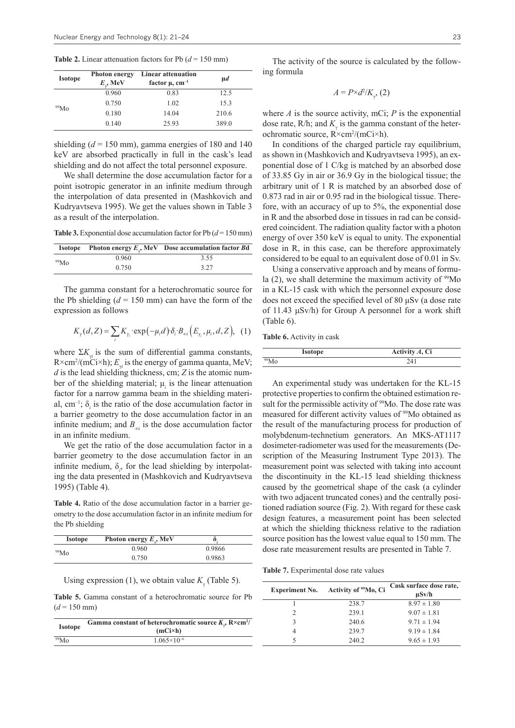**Table 2.** Linear attenuation factors for Pb ($d$ = 150 mm)

| Isotope | Photon energy $E_\gamma$, MeV | Linear attenuation factor μ, cm$^{-1}$ | μ$d$ |
|---|---|---|---|
| $^{99}$Mo | 0.960 | 0.83 | 12.5 |
| | 0.750 | 1.02 | 15.3 |
| | 0.180 | 14.04 | 210.6 |
| | 0.140 | 25.93 | 389.0 |

shielding ($d$ = 150 mm), gamma energies of 180 and 140 keV are absorbed practically in full in the cask's lead shielding and do not affect the total personnel exposure.

We shall determine the dose accumulation factor for a point isotropic generator in an infinite medium through the interpolation of data presented in (Mashkovich and Kudryavtseva 1995). We get the values shown in Table 3 as a result of the interpolation.

**Table 3.** Exponential dose accumulation factor for Pb ($d$ = 150 mm)

| Isotope | Photon energy $E_\gamma$, MeV | Dose accumulation factor $Bd$ |
|---|---|---|
| $^{99}$Mo | 0.960 | 3.55 |
| | 0.750 | 3.27 |

The gamma constant for a heterochromatic source for the Pb shielding ($d$ = 150 mm) can have the form of the expression as follows

$$K_\gamma(d,Z) = \sum_i K_{\gamma_i} \cdot \exp(-\mu_i d) \cdot \delta_i \cdot B_{\infty i}\left(E_{\gamma_i}, \mu_i, d, Z\right), \quad (1)$$

where $\Sigma K_{\gamma i}$ is the sum of differential gamma constants, R×cm$^2$/(mCi×h); $E_{\gamma i}$ is the energy of gamma quanta, MeV; $d$ is the lead shielding thickness, cm; $Z$ is the atomic number of the shielding material; $\mu_i$ is the linear attenuation factor for a narrow gamma beam in the shielding material, cm$^{-1}$; $\delta_i$ is the ratio of the dose accumulation factor in a barrier geometry to the dose accumulation factor in an infinite medium; and $B_{\infty i}$ is the dose accumulation factor in an infinite medium.

We get the ratio of the dose accumulation factor in a barrier geometry to the dose accumulation factor in an infinite medium, $\delta_i$, for the lead shielding by interpolating the data presented in (Mashkovich and Kudryavtseva 1995) (Table 4).

**Table 4.** Ratio of the dose accumulation factor in a barrier geometry to the dose accumulation factor in an infinite medium for the Pb shielding

| Isotope | Photon energy $E_\gamma$, MeV | $\delta_i$ |
|---|---|---|
| $^{99}$Mo | 0.960 | 0.9866 |
| | 0.750 | 0.9863 |

Using expression (1), we obtain value $K_\gamma$ (Table 5).

**Table 5.** Gamma constant of a heterochromatic source for Pb ($d$ = 150 mm)

| Isotope | Gamma constant of heterochromatic source $K_\gamma$, R×cm$^2$/(mCi×h) |
|---|---|
| $^{99}$Mo | $1.065\times10^{-6}$ |

The activity of the source is calculated by the following formula

$$A = P \times d^2 / K_\gamma, \quad (2)$$

where $A$ is the source activity, mCi; $P$ is the exponential dose rate, R/h; and $K_\gamma$ is the gamma constant of the heterochromatic source, R×cm$^2$/(mCi×h).

In conditions of the charged particle ray equilibrium, as shown in (Mashkovich and Kudryavtseva 1995), an exponential dose of 1 C/kg is matched by an absorbed dose of 33.85 Gy in air or 36.9 Gy in the biological tissue; the arbitrary unit of 1 R is matched by an absorbed dose of 0.873 rad in air or 0.95 rad in the biological tissue. Therefore, with an accuracy of up to 5%, the exponential dose in R and the absorbed dose in tissues in rad can be considered coincident. The radiation quality factor with a photon energy of over 350 keV is equal to unity. The exponential dose in R, in this case, can be therefore approximately considered to be equal to an equivalent dose of 0.01 in Sv.

Using a conservative approach and by means of formula (2), we shall determine the maximum activity of $^{99}$Mo in a KL-15 cask with which the personnel exposure dose does not exceed the specified level of 80 μSv (a dose rate of 11.43 μSv/h) for Group A personnel for a work shift (Table 6).

**Table 6.** Activity in cask

| Isotope | Activity $A$, Ci |
|---|---|
| $^{99}$Mo | 241 |

An experimental study was undertaken for the KL-15 protective properties to confirm the obtained estimation result for the permissible activity of $^{99}$Mo. The dose rate was measured for different activity values of $^{99}$Mo obtained as the result of the manufacturing process for production of molybdenum-technetium generators. An MKS-AT1117 dosimeter-radiometer was used for the measurements (Description of the Measuring Instrument Type 2013). The measurement point was selected with taking into account the discontinuity in the KL-15 lead shielding thickness caused by the geometrical shape of the cask (a cylinder with two adjacent truncated cones) and the centrally positioned radiation source (Fig. 2). With regard for these cask design features, a measurement point has been selected at which the shielding thickness relative to the radiation source position has the lowest value equal to 150 mm. The dose rate measurement results are presented in Table 7.

**Table 7.** Experimental dose rate values

| Experiment No. | Activity of $^{99}$Mo, Ci | Cask surface dose rate, μSv/h |
|---|---|---|
| 1 | 238.7 | 8.97 ± 1.80 |
| 2 | 239.1 | 9.07 ± 1.81 |
| 3 | 240.6 | 9.71 ± 1.94 |
| 4 | 239.7 | 9.19 ± 1.84 |
| 5 | 240.2 | 9.65 ± 1.93 |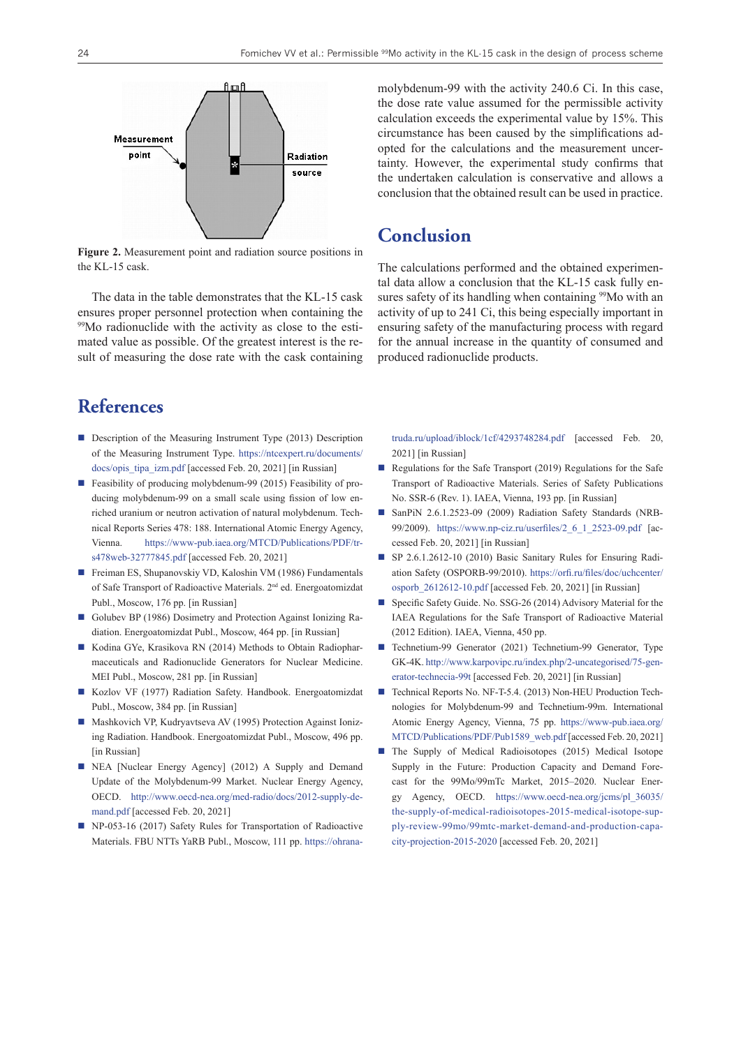Measurement point

Radiation source

**Figure 2.** Measurement point and radiation source positions in the KL-15 cask.

The data in the table demonstrates that the KL-15 cask ensures proper personnel protection when containing the $^{99}$Mo radionuclide with the activity as close to the estimated value as possible. Of the greatest interest is the result of measuring the dose rate with the cask containing molybdenum-99 with the activity 240.6 Ci. In this case, the dose rate value assumed for the permissible activity calculation exceeds the experimental value by 15%. This circumstance has been caused by the simplifications adopted for the calculations and the measurement uncertainty. However, the experimental study confirms that the undertaken calculation is conservative and allows a conclusion that the obtained result can be used in practice.

# Conclusion

The calculations performed and the obtained experimental data allow a conclusion that the KL-15 cask fully ensures safety of its handling when containing $^{99}$Mo with an activity of up to 241 Ci, this being especially important in ensuring safety of the manufacturing process with regard for the annual increase in the quantity of consumed and produced radionuclide products.

# References

- Description of the Measuring Instrument Type (2013) Description of the Measuring Instrument Type. https://ntcexpert.ru/documents/docs/opis_tipa_izm.pdf [accessed Feb. 20, 2021] [in Russian]
- Feasibility of producing molybdenum-99 (2015) Feasibility of producing molybdenum-99 on a small scale using fission of low enriched uranium or neutron activation of natural molybdenum. Technical Reports Series 478: 188. International Atomic Energy Agency, Vienna. https://www-pub.iaea.org/MTCD/Publications/PDF/trs478web-32777845.pdf [accessed Feb. 20, 2021]
- Freiman ES, Shupanovskiy VD, Kaloshin VM (1986) Fundamentals of Safe Transport of Radioactive Materials. 2[nd] ed. Energoatomizdat Publ., Moscow, 176 pp. [in Russian]
- Golubev BP (1986) Dosimetry and Protection Against Ionizing Radiation. Energoatomizdat Publ., Moscow, 464 pp. [in Russian]
- Kodina GYe, Krasikova RN (2014) Methods to Obtain Radiopharmaceuticals and Radionuclide Generators for Nuclear Medicine. MEI Publ., Moscow, 281 pp. [in Russian]
- Kozlov VF (1977) Radiation Safety. Handbook. Energoatomizdat Publ., Moscow, 384 pp. [in Russian]
- Mashkovich VP, Kudryavtseva AV (1995) Protection Against Ionizing Radiation. Handbook. Energoatomizdat Publ., Moscow, 496 pp. [in Russian]
- NEA [Nuclear Energy Agency] (2012) A Supply and Demand Update of the Molybdenum-99 Market. Nuclear Energy Agency, OECD. http://www.oecd-nea.org/med-radio/docs/2012-supply-demand.pdf [accessed Feb. 20, 2021]
- NP-053-16 (2017) Safety Rules for Transportation of Radioactive Materials. FBU NTTs YaRB Publ., Moscow, 111 pp. https://ohrana-truda.ru/upload/iblock/1cf/4293748284.pdf [accessed Feb. 20, 2021] [in Russian]
- Regulations for the Safe Transport (2019) Regulations for the Safe Transport of Radioactive Materials. Series of Safety Publications No. SSR-6 (Rev. 1). IAEA, Vienna, 193 pp. [in Russian]
- SanPiN 2.6.1.2523-09 (2009) Radiation Safety Standards (NRB-99/2009). https://www.np-ciz.ru/userfiles/2_6_1_2523-09.pdf [accessed Feb. 20, 2021] [in Russian]
- SP 2.6.1.2612-10 (2010) Basic Sanitary Rules for Ensuring Radiation Safety (OSPORB-99/2010). https://orfi.ru/files/doc/uchcenter/osporb_2612612-10.pdf [accessed Feb. 20, 2021] [in Russian]
- Specific Safety Guide. No. SSG-26 (2014) Advisory Material for the IAEA Regulations for the Safe Transport of Radioactive Material (2012 Edition). IAEA, Vienna, 450 pp.
- Technetium-99 Generator (2021) Technetium-99 Generator, Type GK-4K. http://www.karpovipc.ru/index.php/2-uncategorised/75-generator-technecia-99t [accessed Feb. 20, 2021] [in Russian]
- Technical Reports No. NF-T-5.4. (2013) Non-HEU Production Technologies for Molybdenum-99 and Technetium-99m. International Atomic Energy Agency, Vienna, 75 pp. https://www-pub.iaea.org/MTCD/Publications/PDF/Pub1589_web.pdf [accessed Feb. 20, 2021]
- The Supply of Medical Radioisotopes (2015) Medical Isotope Supply in the Future: Production Capacity and Demand Forecast for the 99Mo/99mTc Market, 2015–2020. Nuclear Energy Agency, OECD. https://www.oecd-nea.org/jcms/pl_36035/the-supply-of-medical-radioisotopes-2015-medical-isotope-supply-review-99mo/99mtc-market-demand-and-production-capacity-projection-2015-2020 [accessed Feb. 20, 2021]